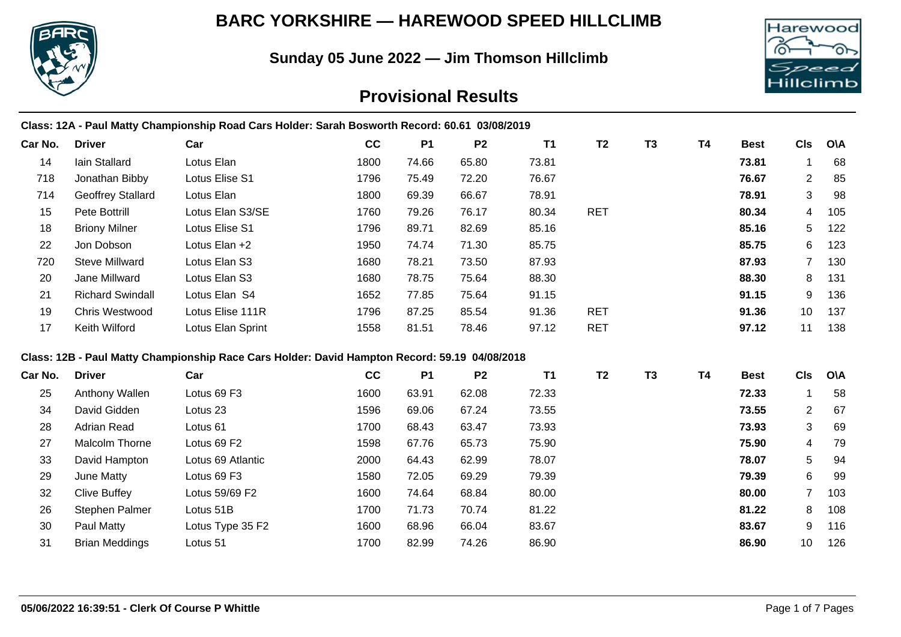# BARC YORKSHIRE — HAREWOOD SPEED HILLCLIMB

## Sunday 05 June 2022 — Jim Thomson Hillclimb

## Provisional Results

**Class: 12A - Paul Matty Championship Road Cars Holder: Sarah Bosworth Record: 60.61 03/08/2019**

| Car No. | Driver | Car | CC | P1 | P2 | T1 | T2 | T3 | T4 | Best | Cls | O\A |
|---|---|---|---|---|---|---|---|---|---|---|---|---|
| 14 | Iain Stallard | Lotus Elan | 1800 | 74.66 | 65.80 | 73.81 | | | | **73.81** | 1 | 68 |
| 718 | Jonathan Bibby | Lotus Elise S1 | 1796 | 75.49 | 72.20 | 76.67 | | | | **76.67** | 2 | 85 |
| 714 | Geoffrey Stallard | Lotus Elan | 1800 | 69.39 | 66.67 | 78.91 | | | | **78.91** | 3 | 98 |
| 15 | Pete Bottrill | Lotus Elan S3/SE | 1760 | 79.26 | 76.17 | 80.34 | RET | | | **80.34** | 4 | 105 |
| 18 | Briony Milner | Lotus Elise S1 | 1796 | 89.71 | 82.69 | 85.16 | | | | **85.16** | 5 | 122 |
| 22 | Jon Dobson | Lotus Elan +2 | 1950 | 74.74 | 71.30 | 85.75 | | | | **85.75** | 6 | 123 |
| 720 | Steve Millward | Lotus Elan S3 | 1680 | 78.21 | 73.50 | 87.93 | | | | **87.93** | 7 | 130 |
| 20 | Jane Millward | Lotus Elan S3 | 1680 | 78.75 | 75.64 | 88.30 | | | | **88.30** | 8 | 131 |
| 21 | Richard Swindall | Lotus Elan S4 | 1652 | 77.85 | 75.64 | 91.15 | | | | **91.15** | 9 | 136 |
| 19 | Chris Westwood | Lotus Elise 111R | 1796 | 87.25 | 85.54 | 91.36 | RET | | | **91.36** | 10 | 137 |
| 17 | Keith Wilford | Lotus Elan Sprint | 1558 | 81.51 | 78.46 | 97.12 | RET | | | **97.12** | 11 | 138 |

**Class: 12B - Paul Matty Championship Race Cars Holder: David Hampton Record: 59.19 04/08/2018**

| Car No. | Driver | Car | CC | P1 | P2 | T1 | T2 | T3 | T4 | Best | Cls | O\A |
|---|---|---|---|---|---|---|---|---|---|---|---|---|
| 25 | Anthony Wallen | Lotus 69 F3 | 1600 | 63.91 | 62.08 | 72.33 | | | | **72.33** | 1 | 58 |
| 34 | David Gidden | Lotus 23 | 1596 | 69.06 | 67.24 | 73.55 | | | | **73.55** | 2 | 67 |
| 28 | Adrian Read | Lotus 61 | 1700 | 68.43 | 63.47 | 73.93 | | | | **73.93** | 3 | 69 |
| 27 | Malcolm Thorne | Lotus 69 F2 | 1598 | 67.76 | 65.73 | 75.90 | | | | **75.90** | 4 | 79 |
| 33 | David Hampton | Lotus 69 Atlantic | 2000 | 64.43 | 62.99 | 78.07 | | | | **78.07** | 5 | 94 |
| 29 | June Matty | Lotus 69 F3 | 1580 | 72.05 | 69.29 | 79.39 | | | | **79.39** | 6 | 99 |
| 32 | Clive Buffey | Lotus 59/69 F2 | 1600 | 74.64 | 68.84 | 80.00 | | | | **80.00** | 7 | 103 |
| 26 | Stephen Palmer | Lotus 51B | 1700 | 71.73 | 70.74 | 81.22 | | | | **81.22** | 8 | 108 |
| 30 | Paul Matty | Lotus Type 35 F2 | 1600 | 68.96 | 66.04 | 83.67 | | | | **83.67** | 9 | 116 |
| 31 | Brian Meddings | Lotus 51 | 1700 | 82.99 | 74.26 | 86.90 | | | | **86.90** | 10 | 126 |

**05/06/2022 16:39:51 - Clerk Of Course P Whittle**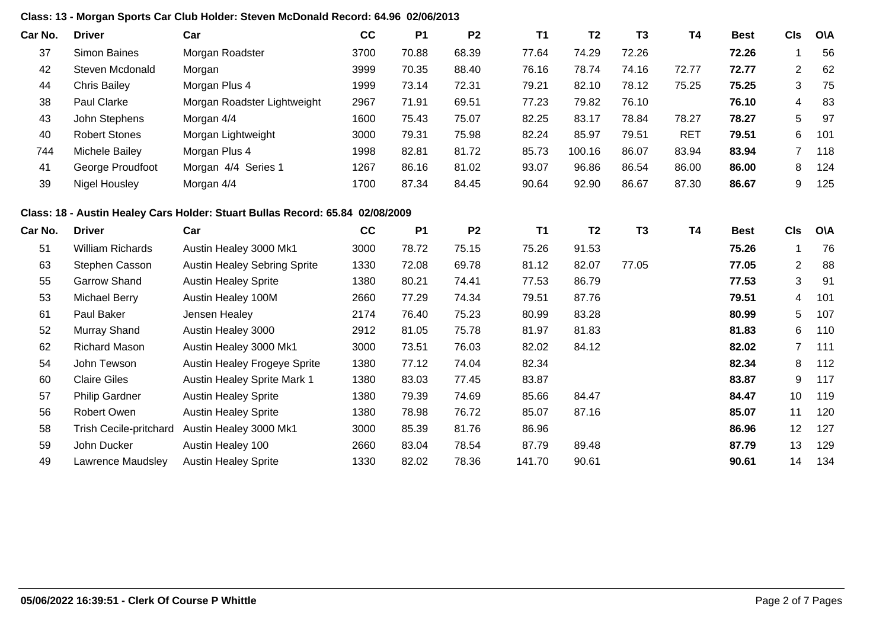**Class: 13 - Morgan Sports Car Club Holder: Steven McDonald Record: 64.96 02/06/2013**

| Car No. | Driver | Car | CC | P1 | P2 | T1 | T2 | T3 | T4 | Best | Cls | O\A |
|---|---|---|---|---|---|---|---|---|---|---|---|---|
| 37 | Simon Baines | Morgan Roadster | 3700 | 70.88 | 68.39 | 77.64 | 74.29 | 72.26 | | **72.26** | 1 | 56 |
| 42 | Steven Mcdonald | Morgan | 3999 | 70.35 | 88.40 | 76.16 | 78.74 | 74.16 | 72.77 | **72.77** | 2 | 62 |
| 44 | Chris Bailey | Morgan Plus 4 | 1999 | 73.14 | 72.31 | 79.21 | 82.10 | 78.12 | 75.25 | **75.25** | 3 | 75 |
| 38 | Paul Clarke | Morgan Roadster Lightweight | 2967 | 71.91 | 69.51 | 77.23 | 79.82 | 76.10 | | **76.10** | 4 | 83 |
| 43 | John Stephens | Morgan 4/4 | 1600 | 75.43 | 75.07 | 82.25 | 83.17 | 78.84 | 78.27 | **78.27** | 5 | 97 |
| 40 | Robert Stones | Morgan Lightweight | 3000 | 79.31 | 75.98 | 82.24 | 85.97 | 79.51 | RET | **79.51** | 6 | 101 |
| 744 | Michele Bailey | Morgan Plus 4 | 1998 | 82.81 | 81.72 | 85.73 | 100.16 | 86.07 | 83.94 | **83.94** | 7 | 118 |
| 41 | George Proudfoot | Morgan 4/4 Series 1 | 1267 | 86.16 | 81.02 | 93.07 | 96.86 | 86.54 | 86.00 | **86.00** | 8 | 124 |
| 39 | Nigel Housley | Morgan 4/4 | 1700 | 87.34 | 84.45 | 90.64 | 92.90 | 86.67 | 87.30 | **86.67** | 9 | 125 |

**Class: 18 - Austin Healey Cars Holder: Stuart Bullas Record: 65.84 02/08/2009**

| Car No. | Driver | Car | CC | P1 | P2 | T1 | T2 | T3 | T4 | Best | Cls | O\A |
|---|---|---|---|---|---|---|---|---|---|---|---|---|
| 51 | William Richards | Austin Healey 3000 Mk1 | 3000 | 78.72 | 75.15 | 75.26 | 91.53 | | | **75.26** | 1 | 76 |
| 63 | Stephen Casson | Austin Healey Sebring Sprite | 1330 | 72.08 | 69.78 | 81.12 | 82.07 | 77.05 | | **77.05** | 2 | 88 |
| 55 | Garrow Shand | Austin Healey Sprite | 1380 | 80.21 | 74.41 | 77.53 | 86.79 | | | **77.53** | 3 | 91 |
| 53 | Michael Berry | Austin Healey 100M | 2660 | 77.29 | 74.34 | 79.51 | 87.76 | | | **79.51** | 4 | 101 |
| 61 | Paul Baker | Jensen Healey | 2174 | 76.40 | 75.23 | 80.99 | 83.28 | | | **80.99** | 5 | 107 |
| 52 | Murray Shand | Austin Healey 3000 | 2912 | 81.05 | 75.78 | 81.97 | 81.83 | | | **81.83** | 6 | 110 |
| 62 | Richard Mason | Austin Healey 3000 Mk1 | 3000 | 73.51 | 76.03 | 82.02 | 84.12 | | | **82.02** | 7 | 111 |
| 54 | John Tewson | Austin Healey Frogeye Sprite | 1380 | 77.12 | 74.04 | 82.34 | | | | **82.34** | 8 | 112 |
| 60 | Claire Giles | Austin Healey Sprite Mark 1 | 1380 | 83.03 | 77.45 | 83.87 | | | | **83.87** | 9 | 117 |
| 57 | Philip Gardner | Austin Healey Sprite | 1380 | 79.39 | 74.69 | 85.66 | 84.47 | | | **84.47** | 10 | 119 |
| 56 | Robert Owen | Austin Healey Sprite | 1380 | 78.98 | 76.72 | 85.07 | 87.16 | | | **85.07** | 11 | 120 |
| 58 | Trish Cecile-pritchard | Austin Healey 3000 Mk1 | 3000 | 85.39 | 81.76 | 86.96 | | | | **86.96** | 12 | 127 |
| 59 | John Ducker | Austin Healey 100 | 2660 | 83.04 | 78.54 | 87.79 | 89.48 | | | **87.79** | 13 | 129 |
| 49 | Lawrence Maudsley | Austin Healey Sprite | 1330 | 82.02 | 78.36 | 141.70 | 90.61 | | | **90.61** | 14 | 134 |

**05/06/2022 16:39:51 - Clerk Of Course P Whittle**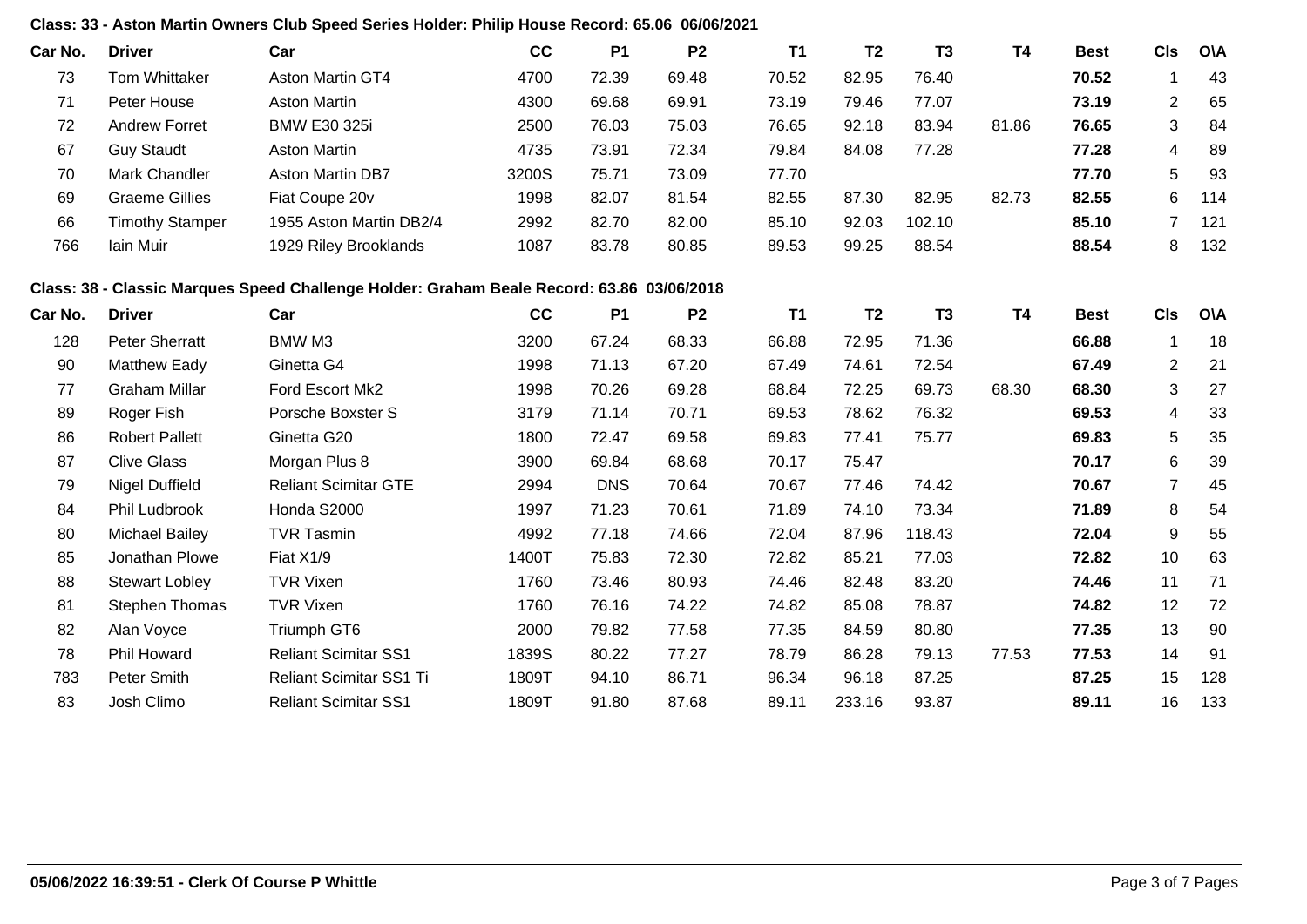**Class: 33 - Aston Martin Owners Club Speed Series Holder: Philip House Record: 65.06 06/06/2021**

| Car No. | Driver | Car | CC | P1 | P2 | T1 | T2 | T3 | T4 | Best | Cls | O\A |
|---|---|---|---|---|---|---|---|---|---|---|---|---|
| 73 | Tom Whittaker | Aston Martin GT4 | 4700 | 72.39 | 69.48 | 70.52 | 82.95 | 76.40 | | **70.52** | 1 | 43 |
| 71 | Peter House | Aston Martin | 4300 | 69.68 | 69.91 | 73.19 | 79.46 | 77.07 | | **73.19** | 2 | 65 |
| 72 | Andrew Forret | BMW E30 325i | 2500 | 76.03 | 75.03 | 76.65 | 92.18 | 83.94 | 81.86 | **76.65** | 3 | 84 |
| 67 | Guy Staudt | Aston Martin | 4735 | 73.91 | 72.34 | 79.84 | 84.08 | 77.28 | | **77.28** | 4 | 89 |
| 70 | Mark Chandler | Aston Martin DB7 | 3200S | 75.71 | 73.09 | 77.70 | | | | **77.70** | 5 | 93 |
| 69 | Graeme Gillies | Fiat Coupe 20v | 1998 | 82.07 | 81.54 | 82.55 | 87.30 | 82.95 | 82.73 | **82.55** | 6 | 114 |
| 66 | Timothy Stamper | 1955 Aston Martin DB2/4 | 2992 | 82.70 | 82.00 | 85.10 | 92.03 | 102.10 | | **85.10** | 7 | 121 |
| 766 | Iain Muir | 1929 Riley Brooklands | 1087 | 83.78 | 80.85 | 89.53 | 99.25 | 88.54 | | **88.54** | 8 | 132 |

**Class: 38 - Classic Marques Speed Challenge Holder: Graham Beale Record: 63.86 03/06/2018**

| Car No. | Driver | Car | CC | P1 | P2 | T1 | T2 | T3 | T4 | Best | Cls | O\A |
|---|---|---|---|---|---|---|---|---|---|---|---|---|
| 128 | Peter Sherratt | BMW M3 | 3200 | 67.24 | 68.33 | 66.88 | 72.95 | 71.36 | | **66.88** | 1 | 18 |
| 90 | Matthew Eady | Ginetta G4 | 1998 | 71.13 | 67.20 | 67.49 | 74.61 | 72.54 | | **67.49** | 2 | 21 |
| 77 | Graham Millar | Ford Escort Mk2 | 1998 | 70.26 | 69.28 | 68.84 | 72.25 | 69.73 | 68.30 | **68.30** | 3 | 27 |
| 89 | Roger Fish | Porsche Boxster S | 3179 | 71.14 | 70.71 | 69.53 | 78.62 | 76.32 | | **69.53** | 4 | 33 |
| 86 | Robert Pallett | Ginetta G20 | 1800 | 72.47 | 69.58 | 69.83 | 77.41 | 75.77 | | **69.83** | 5 | 35 |
| 87 | Clive Glass | Morgan Plus 8 | 3900 | 69.84 | 68.68 | 70.17 | 75.47 | | | **70.17** | 6 | 39 |
| 79 | Nigel Duffield | Reliant Scimitar GTE | 2994 | DNS | 70.64 | 70.67 | 77.46 | 74.42 | | **70.67** | 7 | 45 |
| 84 | Phil Ludbrook | Honda S2000 | 1997 | 71.23 | 70.61 | 71.89 | 74.10 | 73.34 | | **71.89** | 8 | 54 |
| 80 | Michael Bailey | TVR Tasmin | 4992 | 77.18 | 74.66 | 72.04 | 87.96 | 118.43 | | **72.04** | 9 | 55 |
| 85 | Jonathan Plowe | Fiat X1/9 | 1400T | 75.83 | 72.30 | 72.82 | 85.21 | 77.03 | | **72.82** | 10 | 63 |
| 88 | Stewart Lobley | TVR Vixen | 1760 | 73.46 | 80.93 | 74.46 | 82.48 | 83.20 | | **74.46** | 11 | 71 |
| 81 | Stephen Thomas | TVR Vixen | 1760 | 76.16 | 74.22 | 74.82 | 85.08 | 78.87 | | **74.82** | 12 | 72 |
| 82 | Alan Voyce | Triumph GT6 | 2000 | 79.82 | 77.58 | 77.35 | 84.59 | 80.80 | | **77.35** | 13 | 90 |
| 78 | Phil Howard | Reliant Scimitar SS1 | 1839S | 80.22 | 77.27 | 78.79 | 86.28 | 79.13 | 77.53 | **77.53** | 14 | 91 |
| 783 | Peter Smith | Reliant Scimitar SS1 Ti | 1809T | 94.10 | 86.71 | 96.34 | 96.18 | 87.25 | | **87.25** | 15 | 128 |
| 83 | Josh Climo | Reliant Scimitar SS1 | 1809T | 91.80 | 87.68 | 89.11 | 233.16 | 93.87 | | **89.11** | 16 | 133 |

**05/06/2022 16:39:51 - Clerk Of Course P Whittle**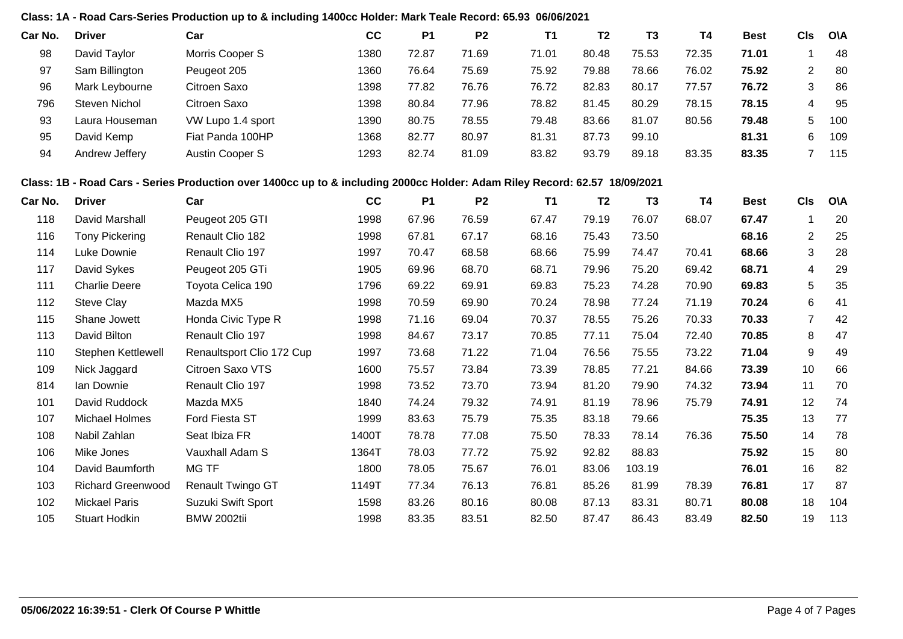**Class: 1A - Road Cars-Series Production up to & including 1400cc Holder: Mark Teale Record: 65.93 06/06/2021**

| Car No. | Driver | Car | CC | P1 | P2 | T1 | T2 | T3 | T4 | Best | Cls | O\A |
|---|---|---|---|---|---|---|---|---|---|---|---|---|
| 98 | David Taylor | Morris Cooper S | 1380 | 72.87 | 71.69 | 71.01 | 80.48 | 75.53 | 72.35 | **71.01** | 1 | 48 |
| 97 | Sam Billington | Peugeot 205 | 1360 | 76.64 | 75.69 | 75.92 | 79.88 | 78.66 | 76.02 | **75.92** | 2 | 80 |
| 96 | Mark Leybourne | Citroen Saxo | 1398 | 77.82 | 76.76 | 76.72 | 82.83 | 80.17 | 77.57 | **76.72** | 3 | 86 |
| 796 | Steven Nichol | Citroen Saxo | 1398 | 80.84 | 77.96 | 78.82 | 81.45 | 80.29 | 78.15 | **78.15** | 4 | 95 |
| 93 | Laura Houseman | VW Lupo 1.4 sport | 1390 | 80.75 | 78.55 | 79.48 | 83.66 | 81.07 | 80.56 | **79.48** | 5 | 100 |
| 95 | David Kemp | Fiat Panda 100HP | 1368 | 82.77 | 80.97 | 81.31 | 87.73 | 99.10 | | **81.31** | 6 | 109 |
| 94 | Andrew Jeffery | Austin Cooper S | 1293 | 82.74 | 81.09 | 83.82 | 93.79 | 89.18 | 83.35 | **83.35** | 7 | 115 |

**Class: 1B - Road Cars - Series Production over 1400cc up to & including 2000cc Holder: Adam Riley Record: 62.57 18/09/2021**

| Car No. | Driver | Car | CC | P1 | P2 | T1 | T2 | T3 | T4 | Best | Cls | O\A |
|---|---|---|---|---|---|---|---|---|---|---|---|---|
| 118 | David Marshall | Peugeot 205 GTI | 1998 | 67.96 | 76.59 | 67.47 | 79.19 | 76.07 | 68.07 | **67.47** | 1 | 20 |
| 116 | Tony Pickering | Renault Clio 182 | 1998 | 67.81 | 67.17 | 68.16 | 75.43 | 73.50 | | **68.16** | 2 | 25 |
| 114 | Luke Downie | Renault Clio 197 | 1997 | 70.47 | 68.58 | 68.66 | 75.99 | 74.47 | 70.41 | **68.66** | 3 | 28 |
| 117 | David Sykes | Peugeot 205 GTi | 1905 | 69.96 | 68.70 | 68.71 | 79.96 | 75.20 | 69.42 | **68.71** | 4 | 29 |
| 111 | Charlie Deere | Toyota Celica 190 | 1796 | 69.22 | 69.91 | 69.83 | 75.23 | 74.28 | 70.90 | **69.83** | 5 | 35 |
| 112 | Steve Clay | Mazda MX5 | 1998 | 70.59 | 69.90 | 70.24 | 78.98 | 77.24 | 71.19 | **70.24** | 6 | 41 |
| 115 | Shane Jowett | Honda Civic Type R | 1998 | 71.16 | 69.04 | 70.37 | 78.55 | 75.26 | 70.33 | **70.33** | 7 | 42 |
| 113 | David Bilton | Renault Clio 197 | 1998 | 84.67 | 73.17 | 70.85 | 77.11 | 75.04 | 72.40 | **70.85** | 8 | 47 |
| 110 | Stephen Kettlewell | Renaultsport Clio 172 Cup | 1997 | 73.68 | 71.22 | 71.04 | 76.56 | 75.55 | 73.22 | **71.04** | 9 | 49 |
| 109 | Nick Jaggard | Citroen Saxo VTS | 1600 | 75.57 | 73.84 | 73.39 | 78.85 | 77.21 | 84.66 | **73.39** | 10 | 66 |
| 814 | Ian Downie | Renault Clio 197 | 1998 | 73.52 | 73.70 | 73.94 | 81.20 | 79.90 | 74.32 | **73.94** | 11 | 70 |
| 101 | David Ruddock | Mazda MX5 | 1840 | 74.24 | 79.32 | 74.91 | 81.19 | 78.96 | 75.79 | **74.91** | 12 | 74 |
| 107 | Michael Holmes | Ford Fiesta ST | 1999 | 83.63 | 75.79 | 75.35 | 83.18 | 79.66 | | **75.35** | 13 | 77 |
| 108 | Nabil Zahlan | Seat Ibiza FR | 1400T | 78.78 | 77.08 | 75.50 | 78.33 | 78.14 | 76.36 | **75.50** | 14 | 78 |
| 106 | Mike Jones | Vauxhall Adam S | 1364T | 78.03 | 77.72 | 75.92 | 92.82 | 88.83 | | **75.92** | 15 | 80 |
| 104 | David Baumforth | MG TF | 1800 | 78.05 | 75.67 | 76.01 | 83.06 | 103.19 | | **76.01** | 16 | 82 |
| 103 | Richard Greenwood | Renault Twingo GT | 1149T | 77.34 | 76.13 | 76.81 | 85.26 | 81.99 | 78.39 | **76.81** | 17 | 87 |
| 102 | Mickael Paris | Suzuki Swift Sport | 1598 | 83.26 | 80.16 | 80.08 | 87.13 | 83.31 | 80.71 | **80.08** | 18 | 104 |
| 105 | Stuart Hodkin | BMW 2002tii | 1998 | 83.35 | 83.51 | 82.50 | 87.47 | 86.43 | 83.49 | **82.50** | 19 | 113 |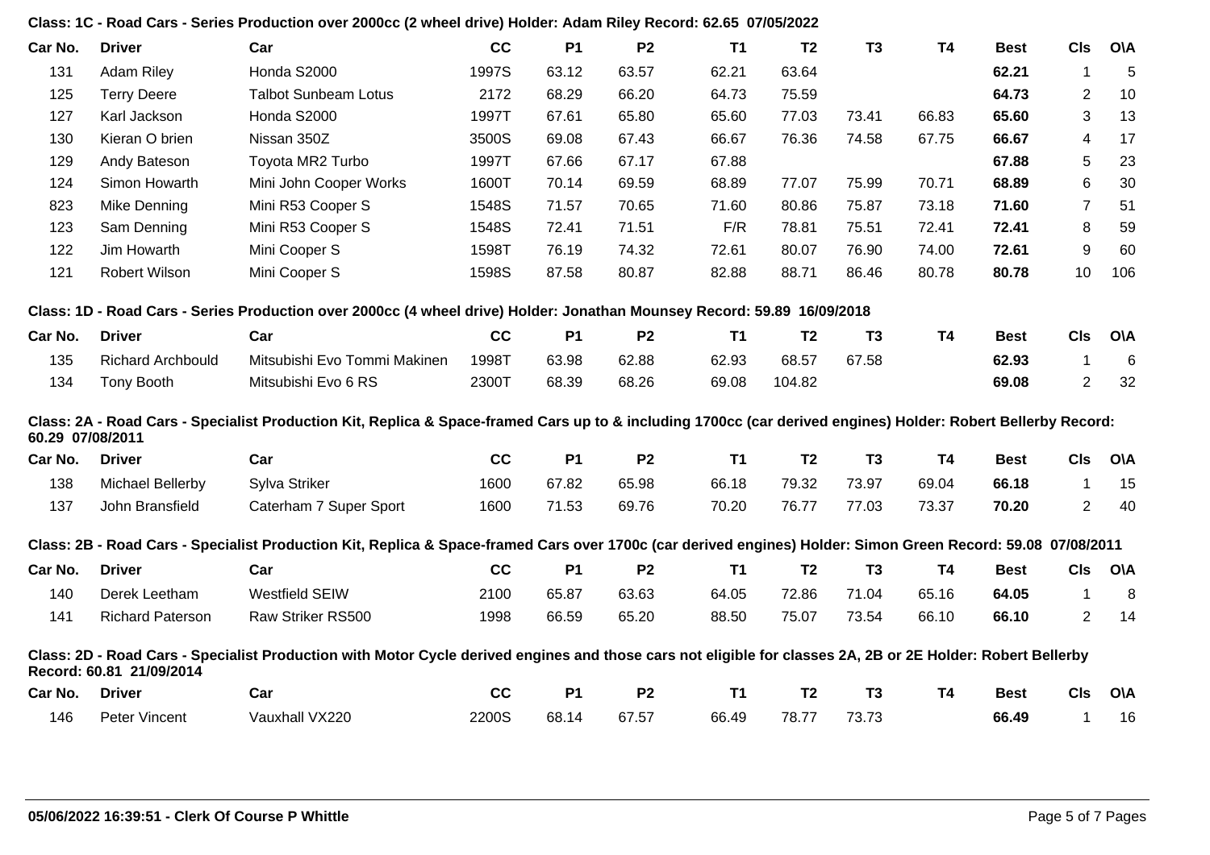**Class: 1C - Road Cars - Series Production over 2000cc (2 wheel drive) Holder: Adam Riley Record: 62.65 07/05/2022**

| Car No. | Driver | Car | CC | P1 | P2 | T1 | T2 | T3 | T4 | Best | Cls | O\A |
|---|---|---|---|---|---|---|---|---|---|---|---|---|
| 131 | Adam Riley | Honda S2000 | 1997S | 63.12 | 63.57 | 62.21 | 63.64 | | | **62.21** | 1 | 5 |
| 125 | Terry Deere | Talbot Sunbeam Lotus | 2172 | 68.29 | 66.20 | 64.73 | 75.59 | | | **64.73** | 2 | 10 |
| 127 | Karl Jackson | Honda S2000 | 1997T | 67.61 | 65.80 | 65.60 | 77.03 | 73.41 | 66.83 | **65.60** | 3 | 13 |
| 130 | Kieran O brien | Nissan 350Z | 3500S | 69.08 | 67.43 | 66.67 | 76.36 | 74.58 | 67.75 | **66.67** | 4 | 17 |
| 129 | Andy Bateson | Toyota MR2 Turbo | 1997T | 67.66 | 67.17 | 67.88 | | | | **67.88** | 5 | 23 |
| 124 | Simon Howarth | Mini John Cooper Works | 1600T | 70.14 | 69.59 | 68.89 | 77.07 | 75.99 | 70.71 | **68.89** | 6 | 30 |
| 823 | Mike Denning | Mini R53 Cooper S | 1548S | 71.57 | 70.65 | 71.60 | 80.86 | 75.87 | 73.18 | **71.60** | 7 | 51 |
| 123 | Sam Denning | Mini R53 Cooper S | 1548S | 72.41 | 71.51 | F/R | 78.81 | 75.51 | 72.41 | **72.41** | 8 | 59 |
| 122 | Jim Howarth | Mini Cooper S | 1598T | 76.19 | 74.32 | 72.61 | 80.07 | 76.90 | 74.00 | **72.61** | 9 | 60 |
| 121 | Robert Wilson | Mini Cooper S | 1598S | 87.58 | 80.87 | 82.88 | 88.71 | 86.46 | 80.78 | **80.78** | 10 | 106 |

**Class: 1D - Road Cars - Series Production over 2000cc (4 wheel drive) Holder: Jonathan Mounsey Record: 59.89 16/09/2018**

| Car No. | Driver | Car | CC | P1 | P2 | T1 | T2 | T3 | T4 | Best | Cls | O\A |
|---|---|---|---|---|---|---|---|---|---|---|---|---|
| 135 | Richard Archbould | Mitsubishi Evo Tommi Makinen | 1998T | 63.98 | 62.88 | 62.93 | 68.57 | 67.58 | | **62.93** | 1 | 6 |
| 134 | Tony Booth | Mitsubishi Evo 6 RS | 2300T | 68.39 | 68.26 | 69.08 | 104.82 | | | **69.08** | 2 | 32 |

**Class: 2A - Road Cars - Specialist Production Kit, Replica & Space-framed Cars up to & including 1700cc (car derived engines) Holder: Robert Bellerby Record: 60.29 07/08/2011**

| Car No. | Driver | Car | CC | P1 | P2 | T1 | T2 | T3 | T4 | Best | Cls | O\A |
|---|---|---|---|---|---|---|---|---|---|---|---|---|
| 138 | Michael Bellerby | Sylva Striker | 1600 | 67.82 | 65.98 | 66.18 | 79.32 | 73.97 | 69.04 | **66.18** | 1 | 15 |
| 137 | John Bransfield | Caterham 7 Super Sport | 1600 | 71.53 | 69.76 | 70.20 | 76.77 | 77.03 | 73.37 | **70.20** | 2 | 40 |

**Class: 2B - Road Cars - Specialist Production Kit, Replica & Space-framed Cars over 1700c (car derived engines) Holder: Simon Green Record: 59.08 07/08/2011**

| Car No. | Driver | Car | CC | P1 | P2 | T1 | T2 | T3 | T4 | Best | Cls | O\A |
|---|---|---|---|---|---|---|---|---|---|---|---|---|
| 140 | Derek Leetham | Westfield SEIW | 2100 | 65.87 | 63.63 | 64.05 | 72.86 | 71.04 | 65.16 | **64.05** | 1 | 8 |
| 141 | Richard Paterson | Raw Striker RS500 | 1998 | 66.59 | 65.20 | 88.50 | 75.07 | 73.54 | 66.10 | **66.10** | 2 | 14 |

**Class: 2D - Road Cars - Specialist Production with Motor Cycle derived engines and those cars not eligible for classes 2A, 2B or 2E Holder: Robert Bellerby Record: 60.81 21/09/2014**

| Car No. | Driver | Car | CC | P1 | P2 | T1 | T2 | T3 | T4 | Best | Cls | O\A |
|---|---|---|---|---|---|---|---|---|---|---|---|---|
| 146 | Peter Vincent | Vauxhall VX220 | 2200S | 68.14 | 67.57 | 66.49 | 78.77 | 73.73 | | **66.49** | 1 | 16 |

**05/06/2022 16:39:51 - Clerk Of Course P Whittle**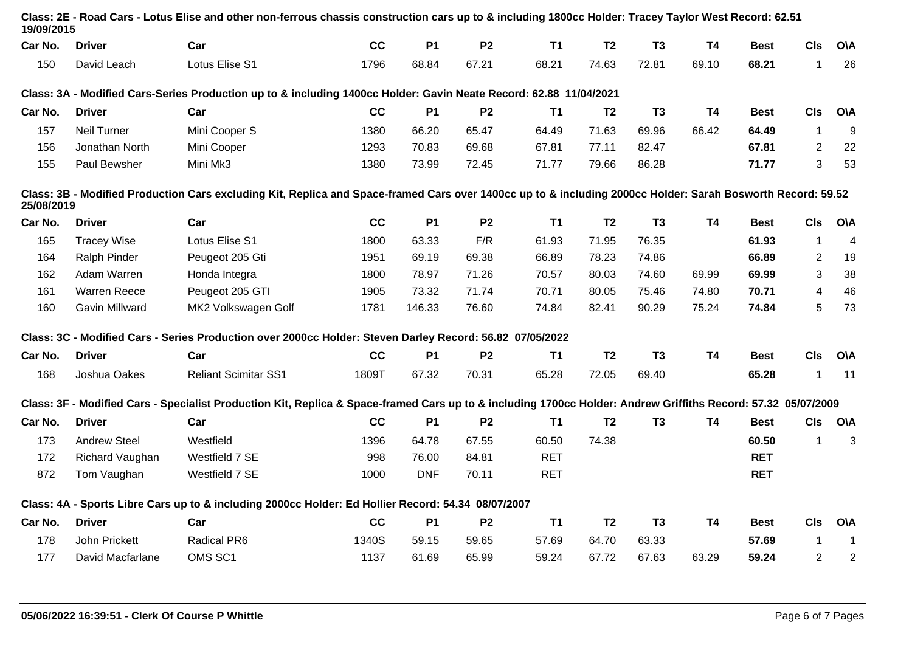**Class: 2E - Road Cars - Lotus Elise and other non-ferrous chassis construction cars up to & including 1800cc Holder: Tracey Taylor West Record: 62.51 19/09/2015**

| Car No. | Driver | Car | CC | P1 | P2 | T1 | T2 | T3 | T4 | Best | Cls | O\A |
|---|---|---|---|---|---|---|---|---|---|---|---|---|
| 150 | David Leach | Lotus Elise S1 | 1796 | 68.84 | 67.21 | 68.21 | 74.63 | 72.81 | 69.10 | **68.21** | 1 | 26 |

**Class: 3A - Modified Cars-Series Production up to & including 1400cc Holder: Gavin Neate Record: 62.88 11/04/2021**

| Car No. | Driver | Car | CC | P1 | P2 | T1 | T2 | T3 | T4 | Best | Cls | O\A |
|---|---|---|---|---|---|---|---|---|---|---|---|---|
| 157 | Neil Turner | Mini Cooper S | 1380 | 66.20 | 65.47 | 64.49 | 71.63 | 69.96 | 66.42 | **64.49** | 1 | 9 |
| 156 | Jonathan North | Mini Cooper | 1293 | 70.83 | 69.68 | 67.81 | 77.11 | 82.47 | | **67.81** | 2 | 22 |
| 155 | Paul Bewsher | Mini Mk3 | 1380 | 73.99 | 72.45 | 71.77 | 79.66 | 86.28 | | **71.77** | 3 | 53 |

**Class: 3B - Modified Production Cars excluding Kit, Replica and Space-framed Cars over 1400cc up to & including 2000cc Holder: Sarah Bosworth Record: 59.52 25/08/2019**

| Car No. | Driver | Car | CC | P1 | P2 | T1 | T2 | T3 | T4 | Best | Cls | O\A |
|---|---|---|---|---|---|---|---|---|---|---|---|---|
| 165 | Tracey Wise | Lotus Elise S1 | 1800 | 63.33 | F/R | 61.93 | 71.95 | 76.35 | | **61.93** | 1 | 4 |
| 164 | Ralph Pinder | Peugeot 205 Gti | 1951 | 69.19 | 69.38 | 66.89 | 78.23 | 74.86 | | **66.89** | 2 | 19 |
| 162 | Adam Warren | Honda Integra | 1800 | 78.97 | 71.26 | 70.57 | 80.03 | 74.60 | 69.99 | **69.99** | 3 | 38 |
| 161 | Warren Reece | Peugeot 205 GTI | 1905 | 73.32 | 71.74 | 70.71 | 80.05 | 75.46 | 74.80 | **70.71** | 4 | 46 |
| 160 | Gavin Millward | MK2 Volkswagen Golf | 1781 | 146.33 | 76.60 | 74.84 | 82.41 | 90.29 | 75.24 | **74.84** | 5 | 73 |

**Class: 3C - Modified Cars - Series Production over 2000cc Holder: Steven Darley Record: 56.82 07/05/2022**

| Car No. | Driver | Car | CC | P1 | P2 | T1 | T2 | T3 | T4 | Best | Cls | O\A |
|---|---|---|---|---|---|---|---|---|---|---|---|---|
| 168 | Joshua Oakes | Reliant Scimitar SS1 | 1809T | 67.32 | 70.31 | 65.28 | 72.05 | 69.40 | | **65.28** | 1 | 11 |

**Class: 3F - Modified Cars - Specialist Production Kit, Replica & Space-framed Cars up to & including 1700cc Holder: Andrew Griffiths Record: 57.32 05/07/2009**

| Car No. | Driver | Car | CC | P1 | P2 | T1 | T2 | T3 | T4 | Best | Cls | O\A |
|---|---|---|---|---|---|---|---|---|---|---|---|---|
| 173 | Andrew Steel | Westfield | 1396 | 64.78 | 67.55 | 60.50 | 74.38 | | | **60.50** | 1 | 3 |
| 172 | Richard Vaughan | Westfield 7 SE | 998 | 76.00 | 84.81 | RET | | | | **RET** | | |
| 872 | Tom Vaughan | Westfield 7 SE | 1000 | DNF | 70.11 | RET | | | | **RET** | | |

**Class: 4A - Sports Libre Cars up to & including 2000cc Holder: Ed Hollier Record: 54.34 08/07/2007**

| Car No. | Driver | Car | CC | P1 | P2 | T1 | T2 | T3 | T4 | Best | Cls | O\A |
|---|---|---|---|---|---|---|---|---|---|---|---|---|
| 178 | John Prickett | Radical PR6 | 1340S | 59.15 | 59.65 | 57.69 | 64.70 | 63.33 | | **57.69** | 1 | 1 |
| 177 | David Macfarlane | OMS SC1 | 1137 | 61.69 | 65.99 | 59.24 | 67.72 | 67.63 | 63.29 | **59.24** | 2 | 2 |

**05/06/2022 16:39:51 - Clerk Of Course P Whittle**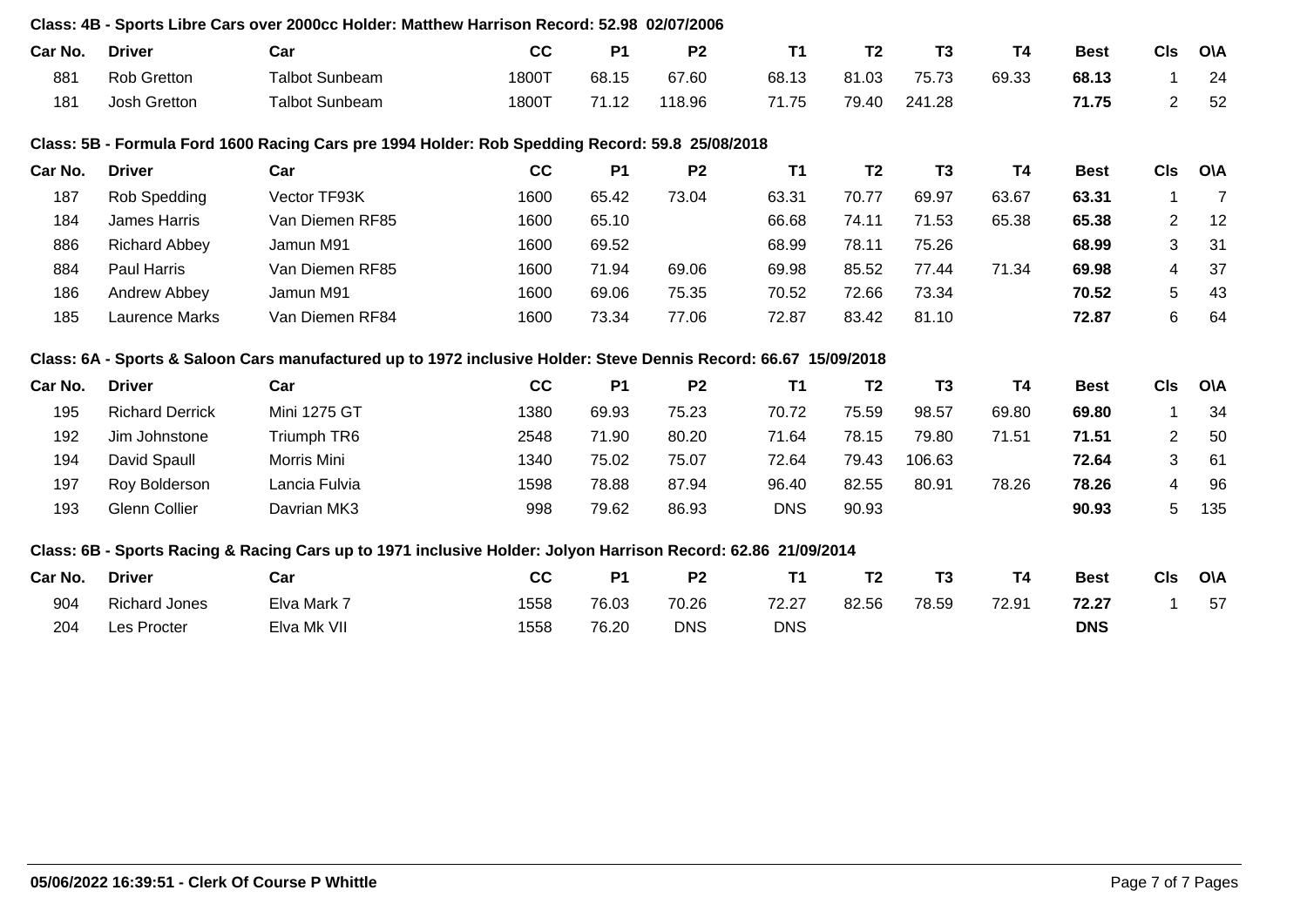**Class: 4B - Sports Libre Cars over 2000cc Holder: Matthew Harrison Record: 52.98 02/07/2006**

| Car No. | Driver | Car | CC | P1 | P2 | T1 | T2 | T3 | T4 | Best | Cls | O\A |
|---|---|---|---|---|---|---|---|---|---|---|---|---|
| 881 | Rob Gretton | Talbot Sunbeam | 1800T | 68.15 | 67.60 | 68.13 | 81.03 | 75.73 | 69.33 | **68.13** | 1 | 24 |
| 181 | Josh Gretton | Talbot Sunbeam | 1800T | 71.12 | 118.96 | 71.75 | 79.40 | 241.28 | | **71.75** | 2 | 52 |

**Class: 5B - Formula Ford 1600 Racing Cars pre 1994 Holder: Rob Spedding Record: 59.8 25/08/2018**

| Car No. | Driver | Car | CC | P1 | P2 | T1 | T2 | T3 | T4 | Best | Cls | O\A |
|---|---|---|---|---|---|---|---|---|---|---|---|---|
| 187 | Rob Spedding | Vector TF93K | 1600 | 65.42 | 73.04 | 63.31 | 70.77 | 69.97 | 63.67 | **63.31** | 1 | 7 |
| 184 | James Harris | Van Diemen RF85 | 1600 | 65.10 | | 66.68 | 74.11 | 71.53 | 65.38 | **65.38** | 2 | 12 |
| 886 | Richard Abbey | Jamun M91 | 1600 | 69.52 | | 68.99 | 78.11 | 75.26 | | **68.99** | 3 | 31 |
| 884 | Paul Harris | Van Diemen RF85 | 1600 | 71.94 | 69.06 | 69.98 | 85.52 | 77.44 | 71.34 | **69.98** | 4 | 37 |
| 186 | Andrew Abbey | Jamun M91 | 1600 | 69.06 | 75.35 | 70.52 | 72.66 | 73.34 | | **70.52** | 5 | 43 |
| 185 | Laurence Marks | Van Diemen RF84 | 1600 | 73.34 | 77.06 | 72.87 | 83.42 | 81.10 | | **72.87** | 6 | 64 |

**Class: 6A - Sports & Saloon Cars manufactured up to 1972 inclusive Holder: Steve Dennis Record: 66.67 15/09/2018**

| Car No. | Driver | Car | CC | P1 | P2 | T1 | T2 | T3 | T4 | Best | Cls | O\A |
|---|---|---|---|---|---|---|---|---|---|---|---|---|
| 195 | Richard Derrick | Mini 1275 GT | 1380 | 69.93 | 75.23 | 70.72 | 75.59 | 98.57 | 69.80 | **69.80** | 1 | 34 |
| 192 | Jim Johnstone | Triumph TR6 | 2548 | 71.90 | 80.20 | 71.64 | 78.15 | 79.80 | 71.51 | **71.51** | 2 | 50 |
| 194 | David Spaull | Morris Mini | 1340 | 75.02 | 75.07 | 72.64 | 79.43 | 106.63 | | **72.64** | 3 | 61 |
| 197 | Roy Bolderson | Lancia Fulvia | 1598 | 78.88 | 87.94 | 96.40 | 82.55 | 80.91 | 78.26 | **78.26** | 4 | 96 |
| 193 | Glenn Collier | Davrian MK3 | 998 | 79.62 | 86.93 | DNS | 90.93 | | | **90.93** | 5 | 135 |

**Class: 6B - Sports Racing & Racing Cars up to 1971 inclusive Holder: Jolyon Harrison Record: 62.86 21/09/2014**

| Car No. | Driver | Car | CC | P1 | P2 | T1 | T2 | T3 | T4 | Best | Cls | O\A |
|---|---|---|---|---|---|---|---|---|---|---|---|---|
| 904 | Richard Jones | Elva Mark 7 | 1558 | 76.03 | 70.26 | 72.27 | 82.56 | 78.59 | 72.91 | **72.27** | 1 | 57 |
| 204 | Les Procter | Elva Mk VII | 1558 | 76.20 | DNS | DNS | | | | **DNS** | | |